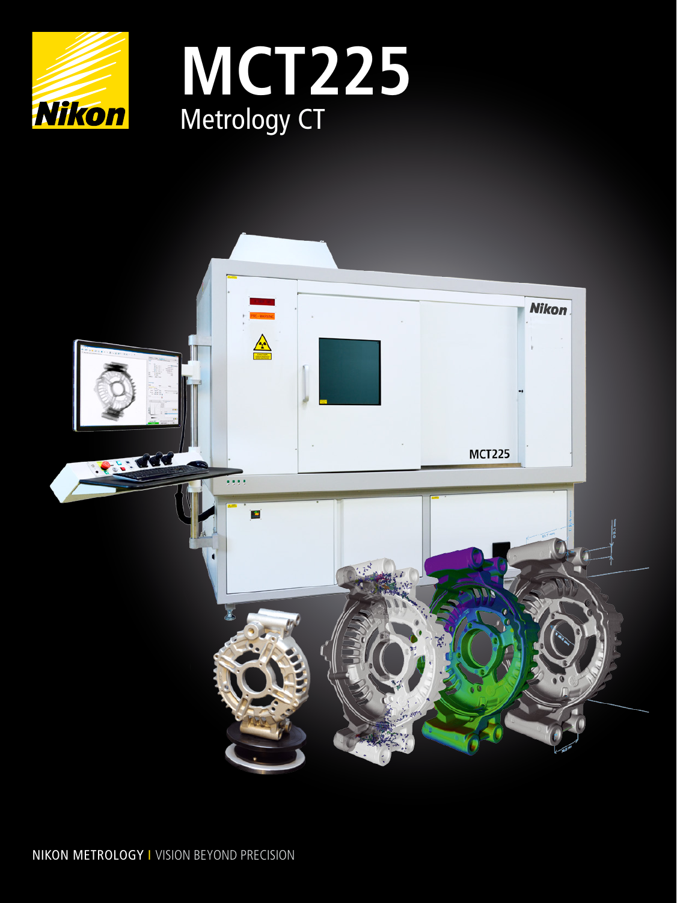# MCT225

## Metrology CT

NIKON METROLOGY I VISION BEYOND PRECISION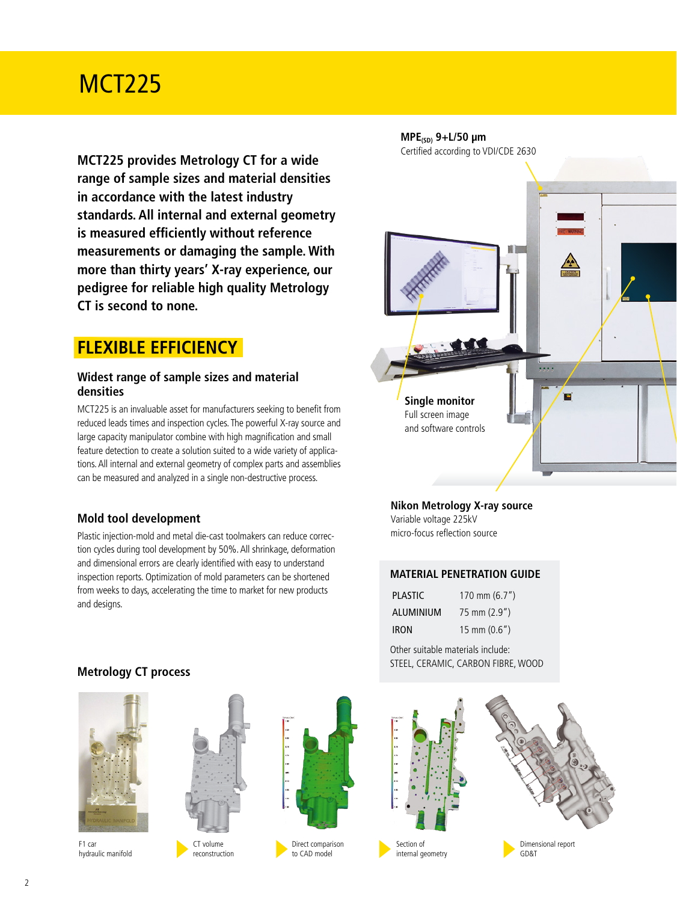# MCT225

**MCT225 provides Metrology CT for a wide range of sample sizes and material densities in accordance with the latest industry standards. All internal and external geometry is measured efficiently without reference measurements or damaging the sample. With more than thirty years' X-ray experience, our pedigree for reliable high quality Metrology CT is second to none.**

## FLEXIBLE EFFICIENCY

### Widest range of sample sizes and material densities

MCT225 is an invaluable asset for manufacturers seeking to benefit from reduced leads times and inspection cycles. The powerful X-ray source and large capacity manipulator combine with high magnification and small feature detection to create a solution suited to a wide variety of applications. All internal and external geometry of complex parts and assemblies can be measured and analyzed in a single non-destructive process.

### Mold tool development

Plastic injection-mold and metal die-cast toolmakers can reduce correction cycles during tool development by 50%. All shrinkage, deformation and dimensional errors are clearly identified with easy to understand inspection reports. Optimization of mold parameters can be shortened from weeks to days, accelerating the time to market for new products and designs.

**$MPE_{(SD)}$ 9+L/50 µm**
Certified according to VDI/CDE 2630

**Single monitor**
Full screen image and software controls

**Nikon Metrology X-ray source**
Variable voltage 225kV
micro-focus reflection source

### MATERIAL PENETRATION GUIDE

| | |
|---|---|
| PLASTIC | 170 mm (6.7”) |
| ALUMINIUM | 75 mm (2.9”) |
| IRON | 15 mm (0.6”) |

Other suitable materials include:
STEEL, CERAMIC, CARBON FIBRE, WOOD

### Metrology CT process

F1 car hydraulic manifold

CT volume reconstruction

Direct comparison to CAD model

Section of internal geometry

Dimensional report GD&T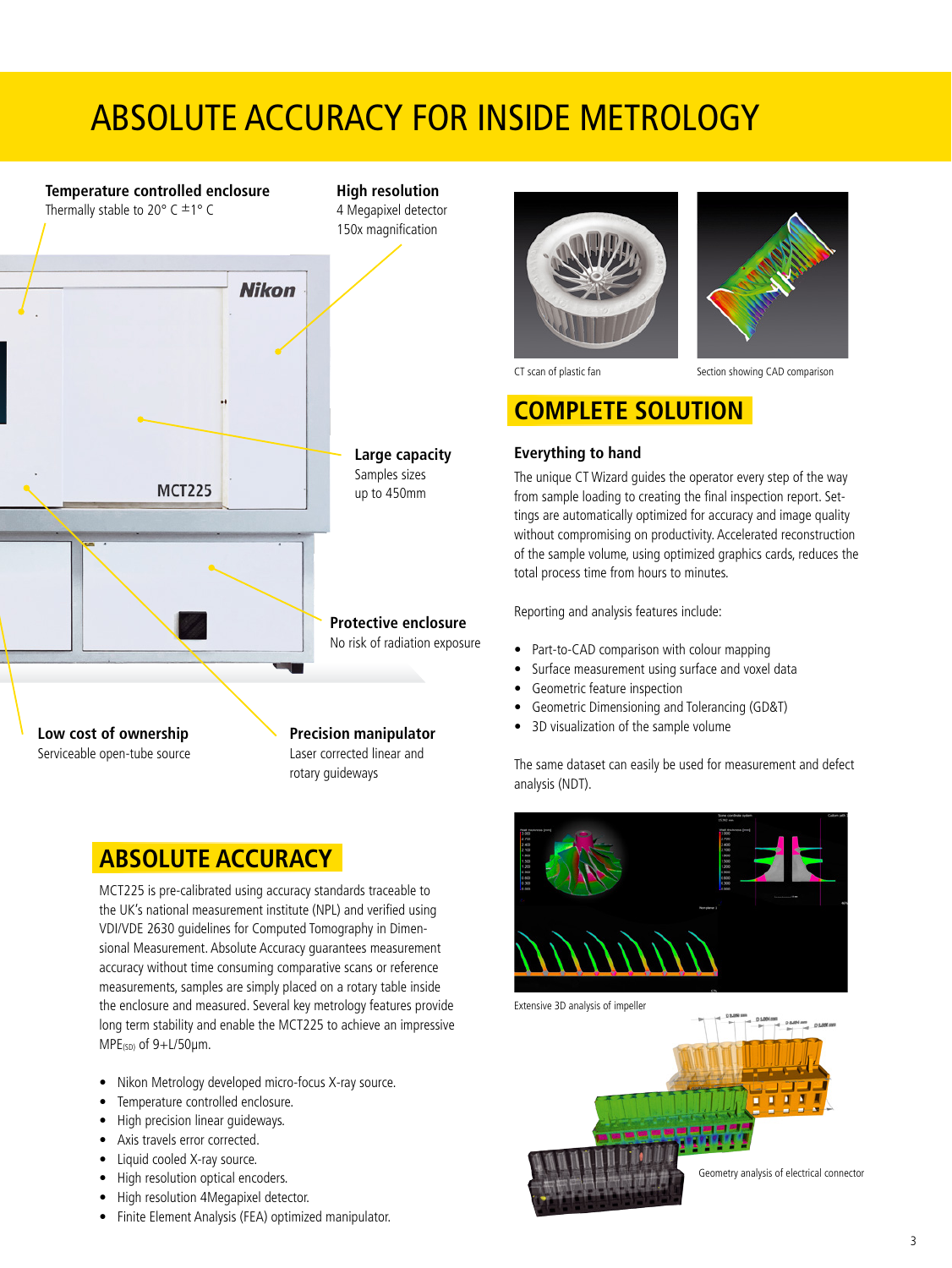# ABSOLUTE ACCURACY FOR INSIDE METROLOGY

**Temperature controlled enclosure**
Thermally stable to 20° C ±1° C

**High resolution**
4 Megapixel detector
150x magnification

**Large capacity**
Samples sizes
up to 450mm

**Protective enclosure**
No risk of radiation exposure

**Low cost of ownership**
Serviceable open-tube source

**Precision manipulator**
Laser corrected linear and
rotary guideways

## ABSOLUTE ACCURACY

MCT225 is pre-calibrated using accuracy standards traceable to the UK's national measurement institute (NPL) and verified using VDI/VDE 2630 guidelines for Computed Tomography in Dimensional Measurement. Absolute Accuracy guarantees measurement accuracy without time consuming comparative scans or reference measurements, samples are simply placed on a rotary table inside the enclosure and measured. Several key metrology features provide long term stability and enable the MCT225 to achieve an impressive $MPE_{(SD)}$ of 9+L/50µm.

- Nikon Metrology developed micro-focus X-ray source.
- Temperature controlled enclosure.
- High precision linear guideways.
- Axis travels error corrected.
- Liquid cooled X-ray source.
- High resolution optical encoders.
- High resolution 4Megapixel detector.
- Finite Element Analysis (FEA) optimized manipulator.

CT scan of plastic fan

Section showing CAD comparison

## COMPLETE SOLUTION

### Everything to hand

The unique CT Wizard guides the operator every step of the way from sample loading to creating the final inspection report. Settings are automatically optimized for accuracy and image quality without compromising on productivity. Accelerated reconstruction of the sample volume, using optimized graphics cards, reduces the total process time from hours to minutes.

Reporting and analysis features include:

- Part-to-CAD comparison with colour mapping
- Surface measurement using surface and voxel data
- Geometric feature inspection
- Geometric Dimensioning and Tolerancing (GD&T)
- 3D visualization of the sample volume

The same dataset can easily be used for measurement and defect analysis (NDT).

Extensive 3D analysis of impeller

Geometry analysis of electrical connector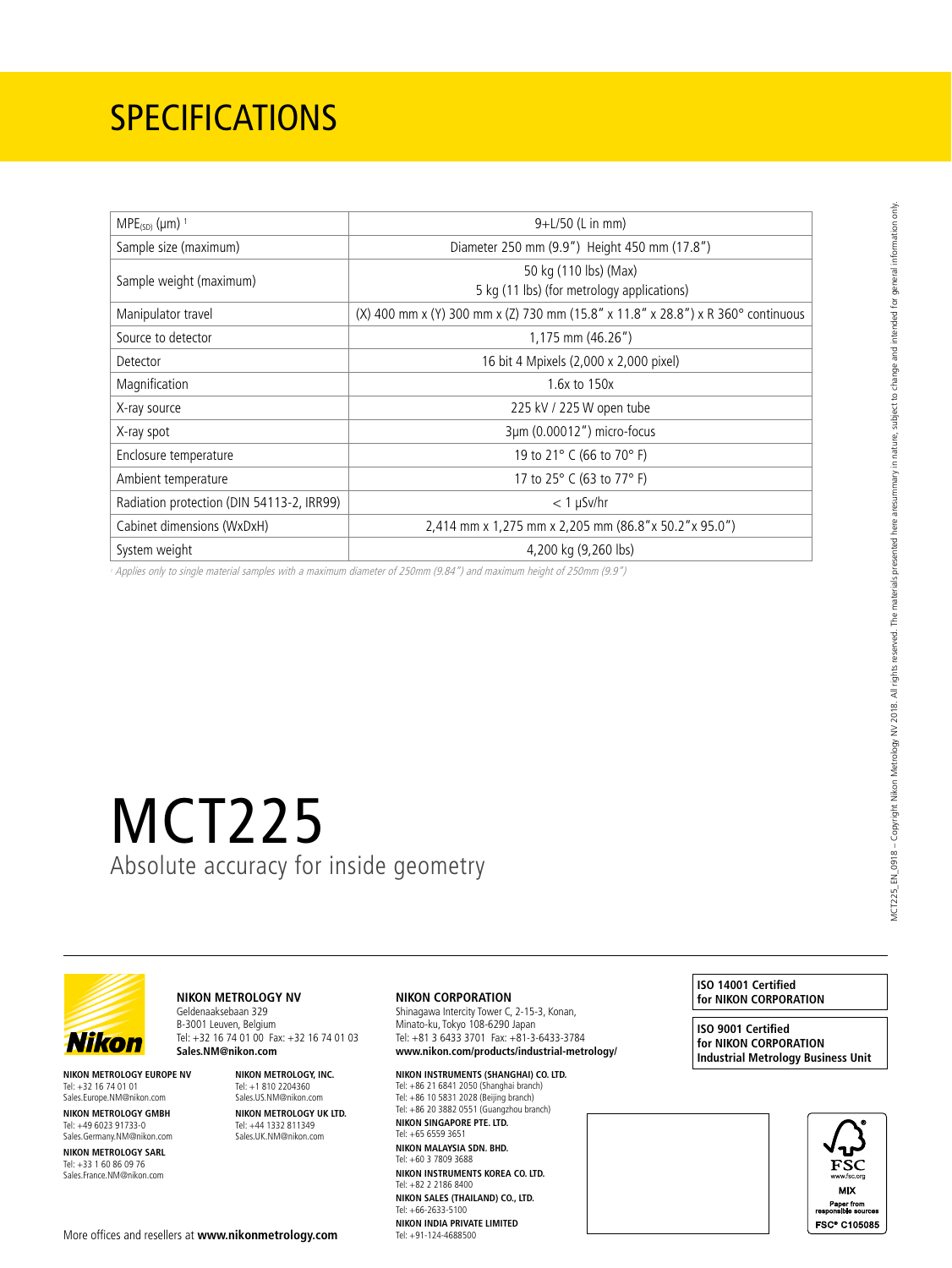# SPECIFICATIONS

| | |
|---|---|
| $MPE_{(SD)}$ (µm) [1] | 9+L/50 (L in mm) |
| Sample size (maximum) | Diameter 250 mm (9.9") Height 450 mm (17.8") |
| Sample weight (maximum) | 50 kg (110 lbs) (Max)<br>5 kg (11 lbs) (for metrology applications) |
| Manipulator travel | (X) 400 mm x (Y) 300 mm x (Z) 730 mm (15.8" x 11.8" x 28.8") x R 360° continuous |
| Source to detector | 1,175 mm (46.26") |
| Detector | 16 bit 4 Mpixels (2,000 x 2,000 pixel) |
| Magnification | 1.6x to 150x |
| X-ray source | 225 kV / 225 W open tube |
| X-ray spot | 3µm (0.00012") micro-focus |
| Enclosure temperature | 19 to 21° C (66 to 70° F) |
| Ambient temperature | 17 to 25° C (63 to 77° F) |
| Radiation protection (DIN 54113-2, IRR99) | < 1 µSv/hr |
| Cabinet dimensions (WxDxH) | 2,414 mm x 1,275 mm x 2,205 mm (86.8"x 50.2"x 95.0") |
| System weight | 4,200 kg (9,260 lbs) |

[1] *Applies only to single material samples with a maximum diameter of 250mm (9.84") and maximum height of 250mm (9.9")*

# MCT225

Absolute accuracy for inside geometry

MCT225_EN_0918 – Copyright Nikon Metrology NV 2018. All rights reserved. The materials presented here are summary in nature, subject to change and intended for general information only.

Nikon

**NIKON METROLOGY NV**
Geldenaaksebaan 329
B-3001 Leuven, Belgium
Tel: +32 16 74 01 00 Fax: +32 16 74 01 03
**Sales.NM@nikon.com**

**NIKON METROLOGY EUROPE NV**
Tel: +32 16 74 01 01
Sales.Europe.NM@nikon.com

**NIKON METROLOGY GMBH**
Tel: +49 6023 91733-0
Sales.Germany.NM@nikon.com

**NIKON METROLOGY SARL**
Tel: +33 1 60 86 09 76
Sales.France.NM@nikon.com

**NIKON METROLOGY, INC.**
Tel: +1 810 2204360
Sales.US.NM@nikon.com

**NIKON METROLOGY UK LTD.**
Tel: +44 1332 811349
Sales.UK.NM@nikon.com

**NIKON CORPORATION**
Shinagawa Intercity Tower C, 2-15-3, Konan,
Minato-ku, Tokyo 108-6290 Japan
Tel: +81 3 6433 3701 Fax: +81-3-6433-3784
**www.nikon.com/products/industrial-metrology/**

**NIKON INSTRUMENTS (SHANGHAI) CO. LTD.**
Tel: +86 21 6841 2050 (Shanghai branch)
Tel: +86 10 5831 2028 (Beijing branch)
Tel: +86 20 3882 0551 (Guangzhou branch)

**NIKON SINGAPORE PTE. LTD.**
Tel: +65 6559 3651

**NIKON MALAYSIA SDN. BHD.**
Tel: +60 3 7809 3688

**NIKON INSTRUMENTS KOREA CO. LTD.**
Tel: +82 2 2186 8400

**NIKON SALES (THAILAND) CO., LTD.**
Tel: +66-2633-5100

**NIKON INDIA PRIVATE LIMITED**
Tel: +91-124-4688500

**ISO 14001 Certified**
**for NIKON CORPORATION**

**ISO 9001 Certified**
**for NIKON CORPORATION**
**Industrial Metrology Business Unit**

FSC
www.fsc.org
MIX
Paper from responsible sources
FSC® C105085

More offices and resellers at **www.nikonmetrology.com**